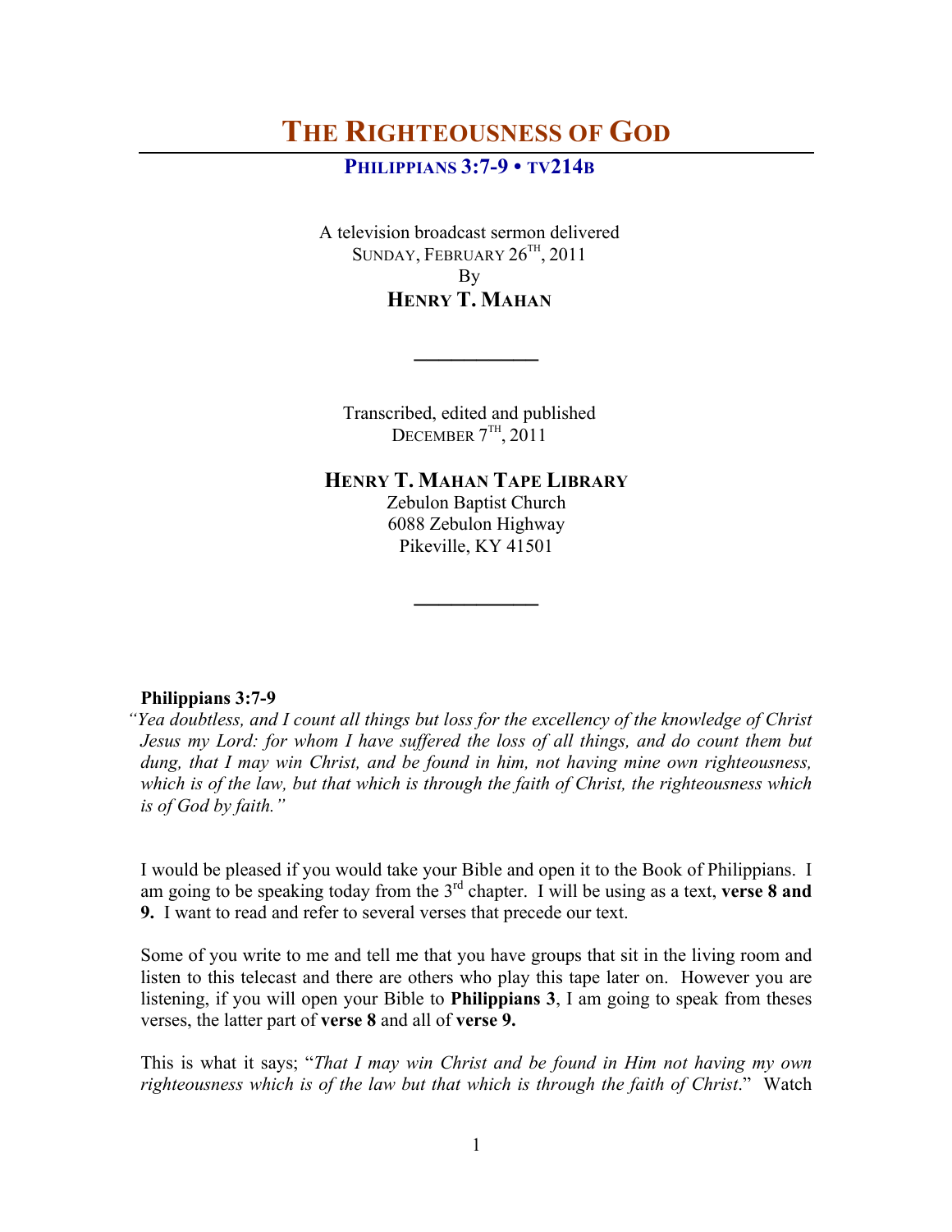# THE RIGHTEOUSNESS OF GOD

**PHILIPPIANS 3:7-9 • TV214B**

A television broadcast sermon delivered
SUNDAY, FEBRUARY 26TH, 2011
By
**HENRY T. MAHAN**

---

Transcribed, edited and published
DECEMBER 7TH, 2011

**HENRY T. MAHAN TAPE LIBRARY**
Zebulon Baptist Church
6088 Zebulon Highway
Pikeville, KY 41501

---

**Philippians 3:7-9**

*"Yea doubtless, and I count all things but loss for the excellency of the knowledge of Christ Jesus my Lord: for whom I have suffered the loss of all things, and do count them but dung, that I may win Christ, and be found in him, not having mine own righteousness, which is of the law, but that which is through the faith of Christ, the righteousness which is of God by faith."*

I would be pleased if you would take your Bible and open it to the Book of Philippians. I am going to be speaking today from the 3rd chapter. I will be using as a text, **verse 8 and 9.** I want to read and refer to several verses that precede our text.

Some of you write to me and tell me that you have groups that sit in the living room and listen to this telecast and there are others who play this tape later on. However you are listening, if you will open your Bible to **Philippians 3**, I am going to speak from theses verses, the latter part of **verse 8** and all of **verse 9.**

This is what it says; "*That I may win Christ and be found in Him not having my own righteousness which is of the law but that which is through the faith of Christ*." Watch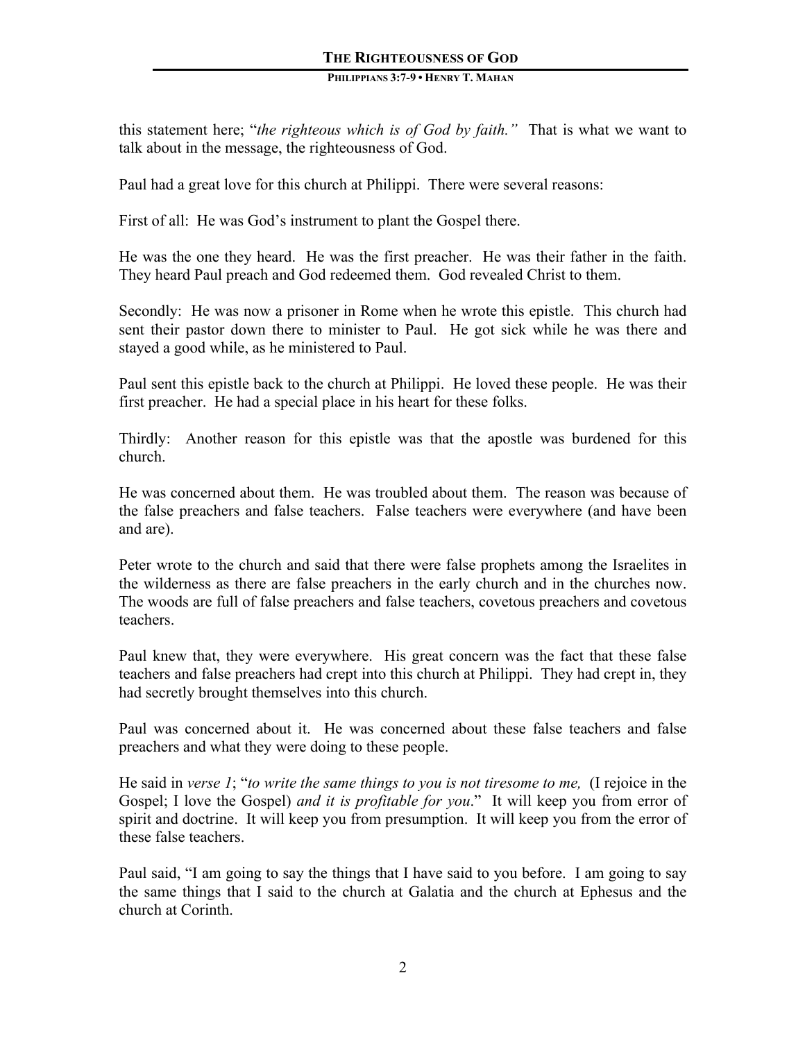this statement here; "*the righteous which is of God by faith."* That is what we want to talk about in the message, the righteousness of God.

Paul had a great love for this church at Philippi. There were several reasons:

First of all: He was God's instrument to plant the Gospel there.

He was the one they heard. He was the first preacher. He was their father in the faith. They heard Paul preach and God redeemed them. God revealed Christ to them.

Secondly: He was now a prisoner in Rome when he wrote this epistle. This church had sent their pastor down there to minister to Paul. He got sick while he was there and stayed a good while, as he ministered to Paul.

Paul sent this epistle back to the church at Philippi. He loved these people. He was their first preacher. He had a special place in his heart for these folks.

Thirdly: Another reason for this epistle was that the apostle was burdened for this church.

He was concerned about them. He was troubled about them. The reason was because of the false preachers and false teachers. False teachers were everywhere (and have been and are).

Peter wrote to the church and said that there were false prophets among the Israelites in the wilderness as there are false preachers in the early church and in the churches now. The woods are full of false preachers and false teachers, covetous preachers and covetous teachers.

Paul knew that, they were everywhere. His great concern was the fact that these false teachers and false preachers had crept into this church at Philippi. They had crept in, they had secretly brought themselves into this church.

Paul was concerned about it. He was concerned about these false teachers and false preachers and what they were doing to these people.

He said in *verse 1*; "*to write the same things to you is not tiresome to me,* (I rejoice in the Gospel; I love the Gospel) *and it is profitable for you*." It will keep you from error of spirit and doctrine. It will keep you from presumption. It will keep you from the error of these false teachers.

Paul said, "I am going to say the things that I have said to you before. I am going to say the same things that I said to the church at Galatia and the church at Ephesus and the church at Corinth.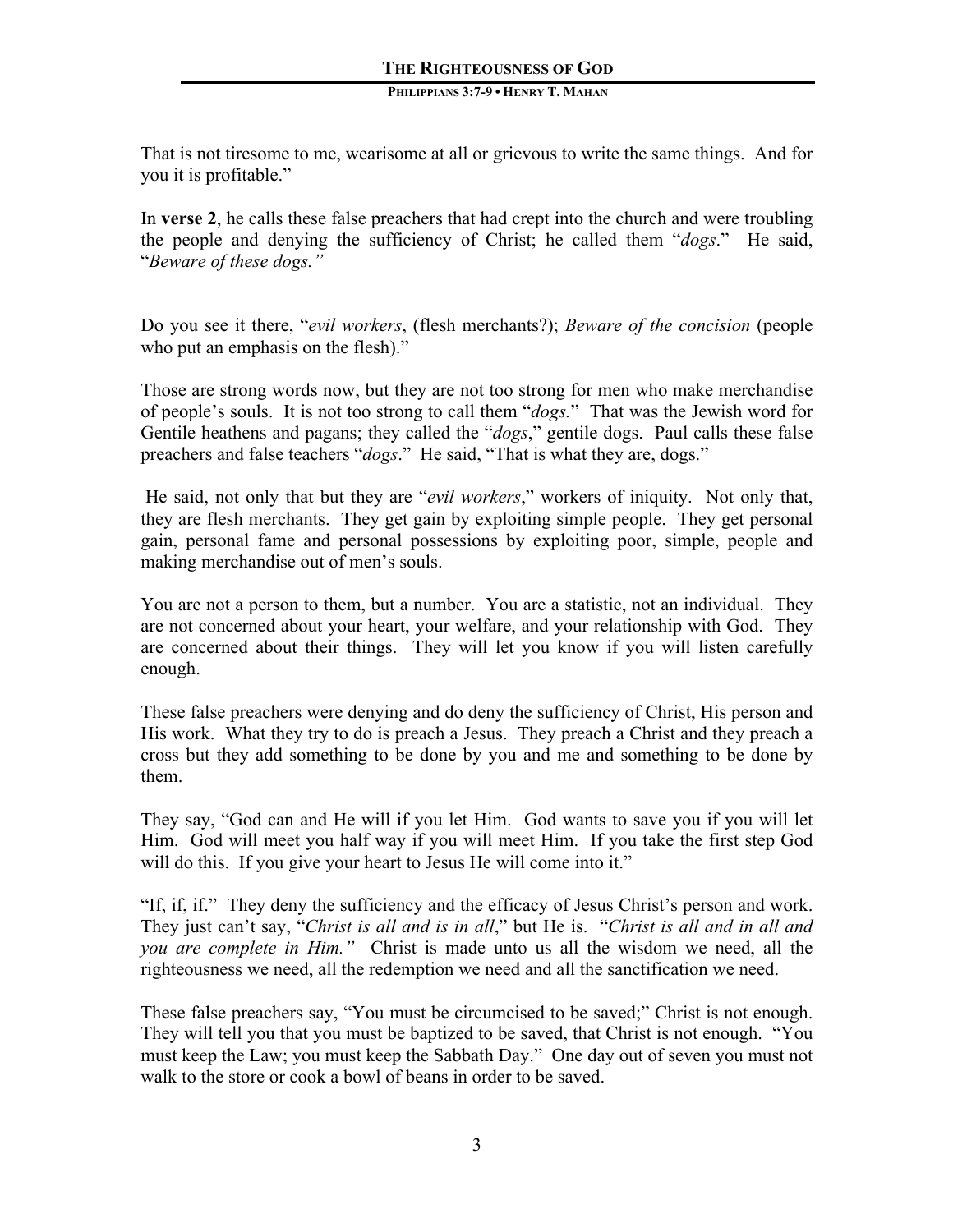That is not tiresome to me, wearisome at all or grievous to write the same things. And for you it is profitable."

In **verse 2**, he calls these false preachers that had crept into the church and were troubling the people and denying the sufficiency of Christ; he called them "*dogs*." He said, "*Beware of these dogs."*

Do you see it there, "*evil workers*, (flesh merchants?); *Beware of the concision* (people who put an emphasis on the flesh)."

Those are strong words now, but they are not too strong for men who make merchandise of people's souls. It is not too strong to call them "*dogs.*" That was the Jewish word for Gentile heathens and pagans; they called the "*dogs*," gentile dogs. Paul calls these false preachers and false teachers "*dogs*." He said, "That is what they are, dogs."

He said, not only that but they are "*evil workers*," workers of iniquity. Not only that, they are flesh merchants. They get gain by exploiting simple people. They get personal gain, personal fame and personal possessions by exploiting poor, simple, people and making merchandise out of men's souls.

You are not a person to them, but a number. You are a statistic, not an individual. They are not concerned about your heart, your welfare, and your relationship with God. They are concerned about their things. They will let you know if you will listen carefully enough.

These false preachers were denying and do deny the sufficiency of Christ, His person and His work. What they try to do is preach a Jesus. They preach a Christ and they preach a cross but they add something to be done by you and me and something to be done by them.

They say, "God can and He will if you let Him. God wants to save you if you will let Him. God will meet you half way if you will meet Him. If you take the first step God will do this. If you give your heart to Jesus He will come into it."

"If, if, if." They deny the sufficiency and the efficacy of Jesus Christ's person and work. They just can't say, "*Christ is all and is in all*," but He is. "*Christ is all and in all and you are complete in Him."* Christ is made unto us all the wisdom we need, all the righteousness we need, all the redemption we need and all the sanctification we need.

These false preachers say, "You must be circumcised to be saved;" Christ is not enough. They will tell you that you must be baptized to be saved, that Christ is not enough. "You must keep the Law; you must keep the Sabbath Day." One day out of seven you must not walk to the store or cook a bowl of beans in order to be saved.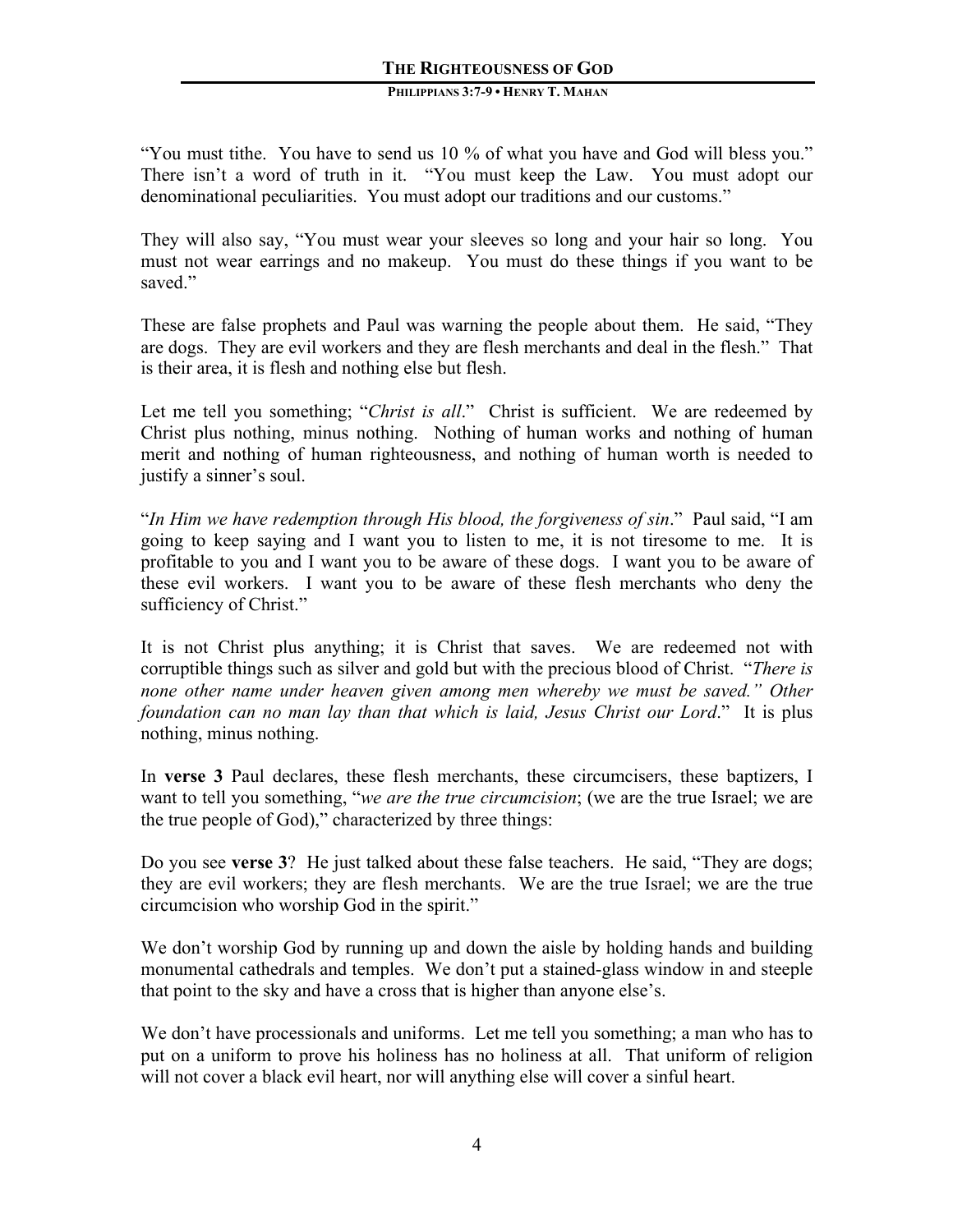"You must tithe. You have to send us 10 % of what you have and God will bless you." There isn't a word of truth in it. "You must keep the Law. You must adopt our denominational peculiarities. You must adopt our traditions and our customs."

They will also say, "You must wear your sleeves so long and your hair so long. You must not wear earrings and no makeup. You must do these things if you want to be saved."

These are false prophets and Paul was warning the people about them. He said, "They are dogs. They are evil workers and they are flesh merchants and deal in the flesh." That is their area, it is flesh and nothing else but flesh.

Let me tell you something; "*Christ is all*." Christ is sufficient. We are redeemed by Christ plus nothing, minus nothing. Nothing of human works and nothing of human merit and nothing of human righteousness, and nothing of human worth is needed to justify a sinner's soul.

"*In Him we have redemption through His blood, the forgiveness of sin*." Paul said, "I am going to keep saying and I want you to listen to me, it is not tiresome to me. It is profitable to you and I want you to be aware of these dogs. I want you to be aware of these evil workers. I want you to be aware of these flesh merchants who deny the sufficiency of Christ."

It is not Christ plus anything; it is Christ that saves. We are redeemed not with corruptible things such as silver and gold but with the precious blood of Christ. "*There is none other name under heaven given among men whereby we must be saved." Other foundation can no man lay than that which is laid, Jesus Christ our Lord*." It is plus nothing, minus nothing.

In **verse 3** Paul declares, these flesh merchants, these circumcisers, these baptizers, I want to tell you something, "*we are the true circumcision*; (we are the true Israel; we are the true people of God)," characterized by three things:

Do you see **verse 3**? He just talked about these false teachers. He said, "They are dogs; they are evil workers; they are flesh merchants. We are the true Israel; we are the true circumcision who worship God in the spirit."

We don't worship God by running up and down the aisle by holding hands and building monumental cathedrals and temples. We don't put a stained-glass window in and steeple that point to the sky and have a cross that is higher than anyone else's.

We don't have processionals and uniforms. Let me tell you something; a man who has to put on a uniform to prove his holiness has no holiness at all. That uniform of religion will not cover a black evil heart, nor will anything else will cover a sinful heart.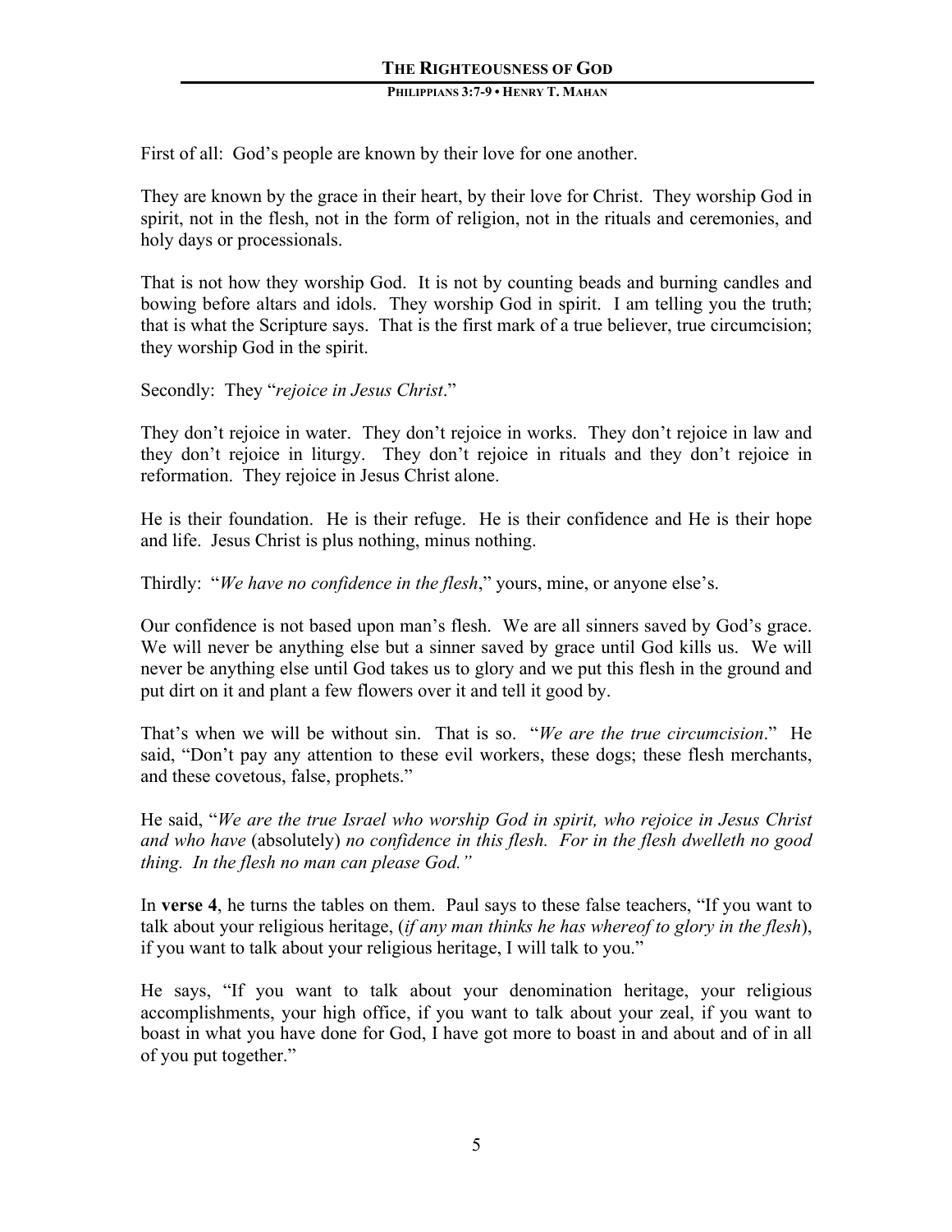First of all: God's people are known by their love for one another.

They are known by the grace in their heart, by their love for Christ. They worship God in spirit, not in the flesh, not in the form of religion, not in the rituals and ceremonies, and holy days or processionals.

That is not how they worship God. It is not by counting beads and burning candles and bowing before altars and idols. They worship God in spirit. I am telling you the truth; that is what the Scripture says. That is the first mark of a true believer, true circumcision; they worship God in the spirit.

Secondly: They "*rejoice in Jesus Christ*."

They don't rejoice in water. They don't rejoice in works. They don't rejoice in law and they don't rejoice in liturgy. They don't rejoice in rituals and they don't rejoice in reformation. They rejoice in Jesus Christ alone.

He is their foundation. He is their refuge. He is their confidence and He is their hope and life. Jesus Christ is plus nothing, minus nothing.

Thirdly: "*We have no confidence in the flesh*," yours, mine, or anyone else's.

Our confidence is not based upon man's flesh. We are all sinners saved by God's grace. We will never be anything else but a sinner saved by grace until God kills us. We will never be anything else until God takes us to glory and we put this flesh in the ground and put dirt on it and plant a few flowers over it and tell it good by.

That's when we will be without sin. That is so. "*We are the true circumcision*." He said, "Don't pay any attention to these evil workers, these dogs; these flesh merchants, and these covetous, false, prophets."

He said, "*We are the true Israel who worship God in spirit, who rejoice in Jesus Christ and who have* (absolutely) *no confidence in this flesh. For in the flesh dwelleth no good thing. In the flesh no man can please God."*

In **verse 4**, he turns the tables on them. Paul says to these false teachers, "If you want to talk about your religious heritage, (*if any man thinks he has whereof to glory in the flesh*), if you want to talk about your religious heritage, I will talk to you."

He says, "If you want to talk about your denomination heritage, your religious accomplishments, your high office, if you want to talk about your zeal, if you want to boast in what you have done for God, I have got more to boast in and about and of in all of you put together."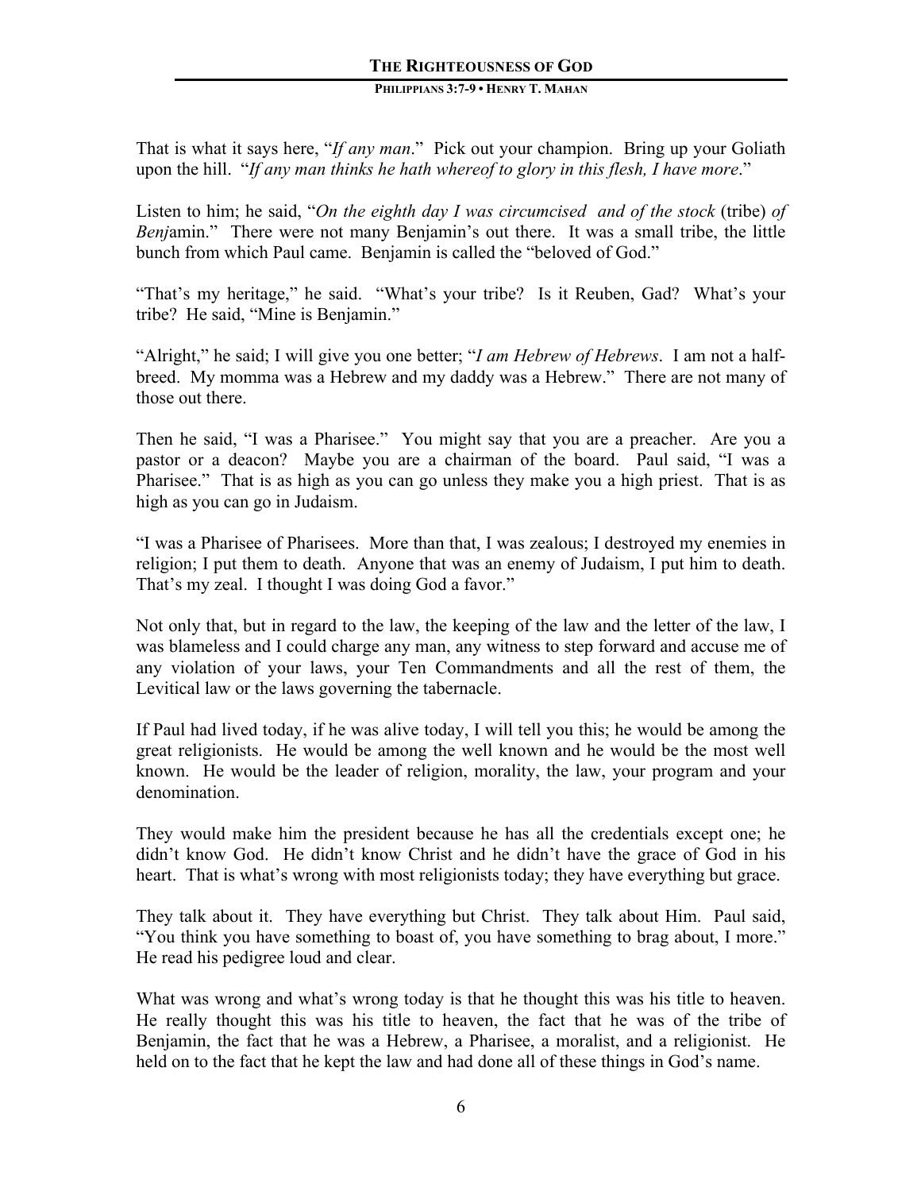That is what it says here, "*If any man*." Pick out your champion. Bring up your Goliath upon the hill. "*If any man thinks he hath whereof to glory in this flesh, I have more*."

Listen to him; he said, "*On the eighth day I was circumcised and of the stock* (tribe) *of Benj*amin." There were not many Benjamin's out there. It was a small tribe, the little bunch from which Paul came. Benjamin is called the "beloved of God."

"That's my heritage," he said. "What's your tribe? Is it Reuben, Gad? What's your tribe? He said, "Mine is Benjamin."

"Alright," he said; I will give you one better; "*I am Hebrew of Hebrews*. I am not a half-breed. My momma was a Hebrew and my daddy was a Hebrew." There are not many of those out there.

Then he said, "I was a Pharisee." You might say that you are a preacher. Are you a pastor or a deacon? Maybe you are a chairman of the board. Paul said, "I was a Pharisee." That is as high as you can go unless they make you a high priest. That is as high as you can go in Judaism.

"I was a Pharisee of Pharisees. More than that, I was zealous; I destroyed my enemies in religion; I put them to death. Anyone that was an enemy of Judaism, I put him to death. That's my zeal. I thought I was doing God a favor."

Not only that, but in regard to the law, the keeping of the law and the letter of the law, I was blameless and I could charge any man, any witness to step forward and accuse me of any violation of your laws, your Ten Commandments and all the rest of them, the Levitical law or the laws governing the tabernacle.

If Paul had lived today, if he was alive today, I will tell you this; he would be among the great religionists. He would be among the well known and he would be the most well known. He would be the leader of religion, morality, the law, your program and your denomination.

They would make him the president because he has all the credentials except one; he didn't know God. He didn't know Christ and he didn't have the grace of God in his heart. That is what's wrong with most religionists today; they have everything but grace.

They talk about it. They have everything but Christ. They talk about Him. Paul said, "You think you have something to boast of, you have something to brag about, I more." He read his pedigree loud and clear.

What was wrong and what's wrong today is that he thought this was his title to heaven. He really thought this was his title to heaven, the fact that he was of the tribe of Benjamin, the fact that he was a Hebrew, a Pharisee, a moralist, and a religionist. He held on to the fact that he kept the law and had done all of these things in God's name.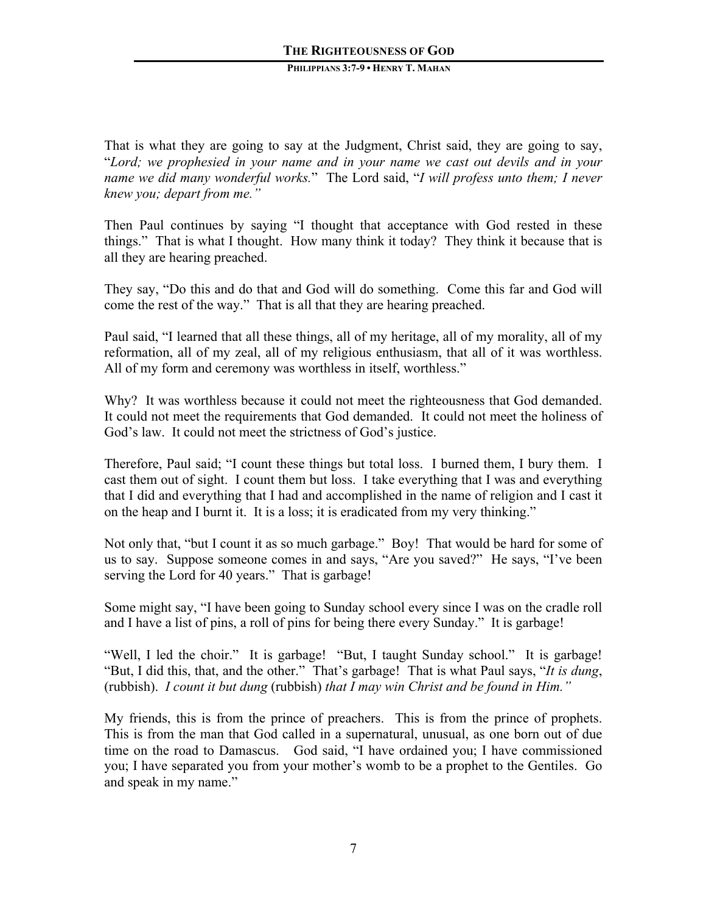That is what they are going to say at the Judgment, Christ said, they are going to say, "*Lord; we prophesied in your name and in your name we cast out devils and in your name we did many wonderful works.*" The Lord said, "*I will profess unto them; I never knew you; depart from me.*"

Then Paul continues by saying "I thought that acceptance with God rested in these things." That is what I thought. How many think it today? They think it because that is all they are hearing preached.

They say, "Do this and do that and God will do something. Come this far and God will come the rest of the way." That is all that they are hearing preached.

Paul said, "I learned that all these things, all of my heritage, all of my morality, all of my reformation, all of my zeal, all of my religious enthusiasm, that all of it was worthless. All of my form and ceremony was worthless in itself, worthless."

Why? It was worthless because it could not meet the righteousness that God demanded. It could not meet the requirements that God demanded. It could not meet the holiness of God's law. It could not meet the strictness of God's justice.

Therefore, Paul said; "I count these things but total loss. I burned them, I bury them. I cast them out of sight. I count them but loss. I take everything that I was and everything that I did and everything that I had and accomplished in the name of religion and I cast it on the heap and I burnt it. It is a loss; it is eradicated from my very thinking."

Not only that, "but I count it as so much garbage." Boy! That would be hard for some of us to say. Suppose someone comes in and says, "Are you saved?" He says, "I've been serving the Lord for 40 years." That is garbage!

Some might say, "I have been going to Sunday school every since I was on the cradle roll and I have a list of pins, a roll of pins for being there every Sunday." It is garbage!

"Well, I led the choir." It is garbage! "But, I taught Sunday school." It is garbage! "But, I did this, that, and the other." That's garbage! That is what Paul says, "*It is dung*, (rubbish). *I count it but dung* (rubbish) *that I may win Christ and be found in Him.*"

My friends, this is from the prince of preachers. This is from the prince of prophets. This is from the man that God called in a supernatural, unusual, as one born out of due time on the road to Damascus. God said, "I have ordained you; I have commissioned you; I have separated you from your mother's womb to be a prophet to the Gentiles. Go and speak in my name."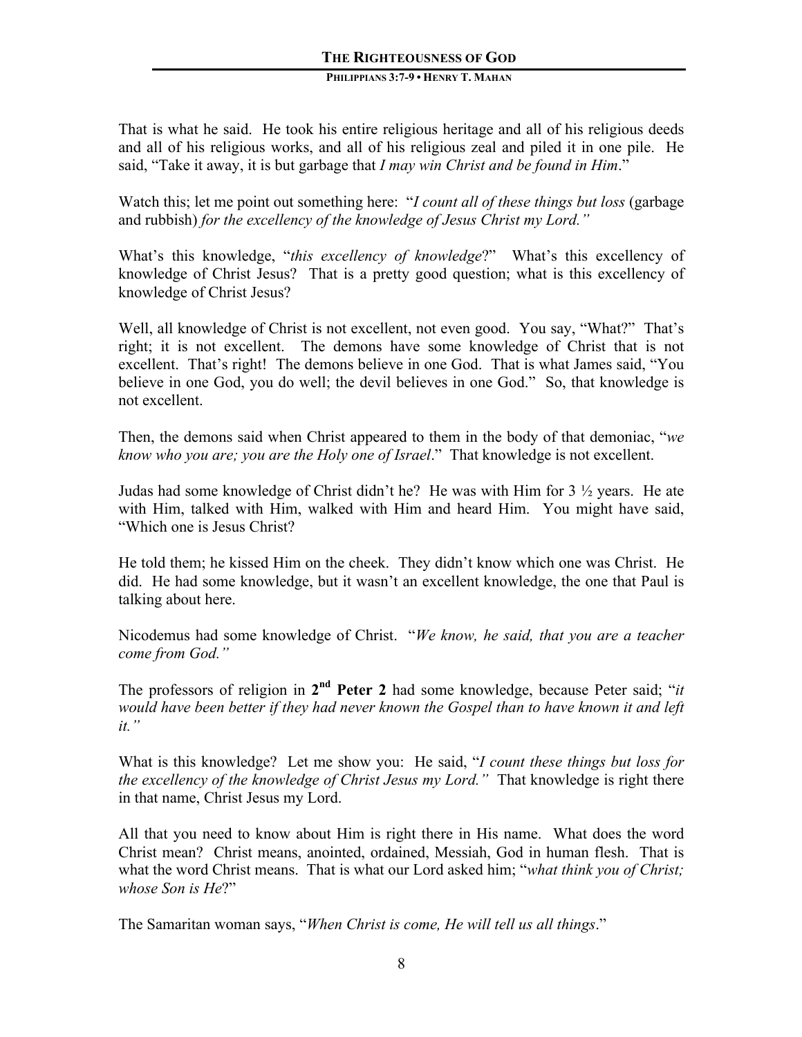That is what he said. He took his entire religious heritage and all of his religious deeds and all of his religious works, and all of his religious zeal and piled it in one pile. He said, "Take it away, it is but garbage that *I may win Christ and be found in Him*."

Watch this; let me point out something here: "*I count all of these things but loss* (garbage and rubbish) *for the excellency of the knowledge of Jesus Christ my Lord.*"

What's this knowledge, "*this excellency of knowledge*?" What's this excellency of knowledge of Christ Jesus? That is a pretty good question; what is this excellency of knowledge of Christ Jesus?

Well, all knowledge of Christ is not excellent, not even good. You say, "What?" That's right; it is not excellent. The demons have some knowledge of Christ that is not excellent. That's right! The demons believe in one God. That is what James said, "You believe in one God, you do well; the devil believes in one God." So, that knowledge is not excellent.

Then, the demons said when Christ appeared to them in the body of that demoniac, "*we know who you are; you are the Holy one of Israel*." That knowledge is not excellent.

Judas had some knowledge of Christ didn't he? He was with Him for 3 ½ years. He ate with Him, talked with Him, walked with Him and heard Him. You might have said, "Which one is Jesus Christ?

He told them; he kissed Him on the cheek. They didn't know which one was Christ. He did. He had some knowledge, but it wasn't an excellent knowledge, the one that Paul is talking about here.

Nicodemus had some knowledge of Christ. "*We know, he said, that you are a teacher come from God.*"

The professors of religion in **2nd Peter 2** had some knowledge, because Peter said; "*it would have been better if they had never known the Gospel than to have known it and left it.*"

What is this knowledge? Let me show you: He said, "*I count these things but loss for the excellency of the knowledge of Christ Jesus my Lord.*" That knowledge is right there in that name, Christ Jesus my Lord.

All that you need to know about Him is right there in His name. What does the word Christ mean? Christ means, anointed, ordained, Messiah, God in human flesh. That is what the word Christ means. That is what our Lord asked him; "*what think you of Christ; whose Son is He*?"

The Samaritan woman says, "*When Christ is come, He will tell us all things*."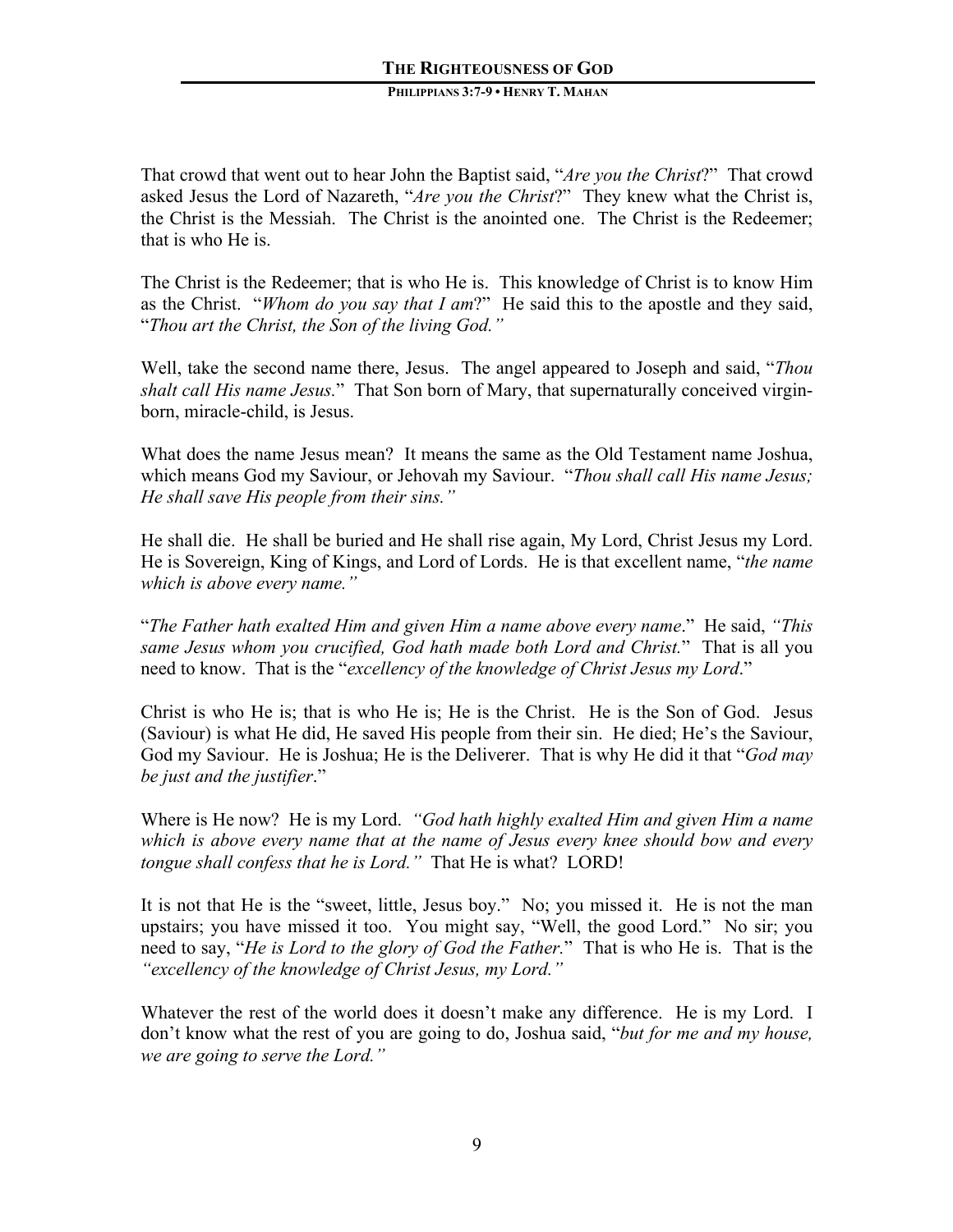That crowd that went out to hear John the Baptist said, "*Are you the Christ*?" That crowd asked Jesus the Lord of Nazareth, "*Are you the Christ*?" They knew what the Christ is, the Christ is the Messiah. The Christ is the anointed one. The Christ is the Redeemer; that is who He is.

The Christ is the Redeemer; that is who He is. This knowledge of Christ is to know Him as the Christ. "*Whom do you say that I am*?" He said this to the apostle and they said, "*Thou art the Christ, the Son of the living God.*"

Well, take the second name there, Jesus. The angel appeared to Joseph and said, "*Thou shalt call His name Jesus.*" That Son born of Mary, that supernaturally conceived virgin-born, miracle-child, is Jesus.

What does the name Jesus mean? It means the same as the Old Testament name Joshua, which means God my Saviour, or Jehovah my Saviour. "*Thou shall call His name Jesus; He shall save His people from their sins.*"

He shall die. He shall be buried and He shall rise again, My Lord, Christ Jesus my Lord. He is Sovereign, King of Kings, and Lord of Lords. He is that excellent name, "*the name which is above every name.*"

"*The Father hath exalted Him and given Him a name above every name*." He said, *"This same Jesus whom you crucified, God hath made both Lord and Christ.*" That is all you need to know. That is the "*excellency of the knowledge of Christ Jesus my Lord*."

Christ is who He is; that is who He is; He is the Christ. He is the Son of God. Jesus (Saviour) is what He did, He saved His people from their sin. He died; He's the Saviour, God my Saviour. He is Joshua; He is the Deliverer. That is why He did it that "*God may be just and the justifier*."

Where is He now? He is my Lord. *"God hath highly exalted Him and given Him a name which is above every name that at the name of Jesus every knee should bow and every tongue shall confess that he is Lord."* That He is what? LORD!

It is not that He is the "sweet, little, Jesus boy." No; you missed it. He is not the man upstairs; you have missed it too. You might say, "Well, the good Lord." No sir; you need to say, "*He is Lord to the glory of God the Father.*" That is who He is. That is the *"excellency of the knowledge of Christ Jesus, my Lord."*

Whatever the rest of the world does it doesn't make any difference. He is my Lord. I don't know what the rest of you are going to do, Joshua said, "*but for me and my house, we are going to serve the Lord.*"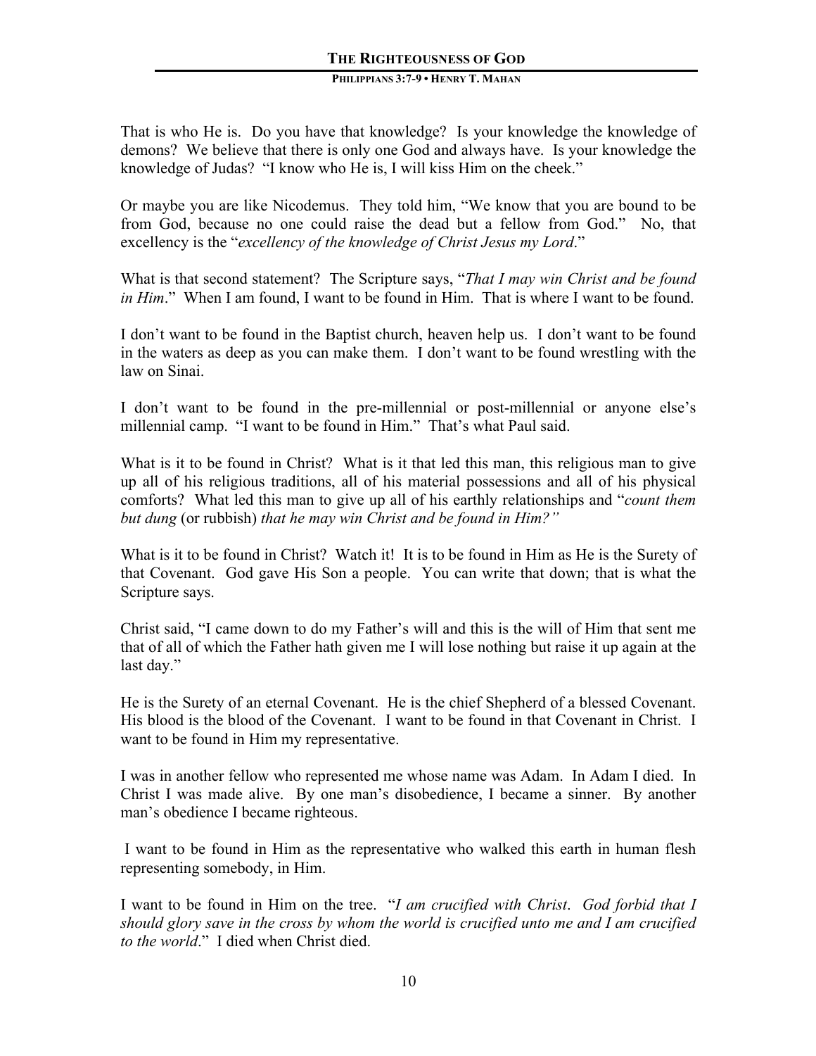That is who He is. Do you have that knowledge? Is your knowledge the knowledge of demons? We believe that there is only one God and always have. Is your knowledge the knowledge of Judas? "I know who He is, I will kiss Him on the cheek."

Or maybe you are like Nicodemus. They told him, "We know that you are bound to be from God, because no one could raise the dead but a fellow from God." No, that excellency is the "*excellency of the knowledge of Christ Jesus my Lord*."

What is that second statement? The Scripture says, "*That I may win Christ and be found in Him*." When I am found, I want to be found in Him. That is where I want to be found.

I don't want to be found in the Baptist church, heaven help us. I don't want to be found in the waters as deep as you can make them. I don't want to be found wrestling with the law on Sinai.

I don't want to be found in the pre-millennial or post-millennial or anyone else's millennial camp. "I want to be found in Him." That's what Paul said.

What is it to be found in Christ? What is it that led this man, this religious man to give up all of his religious traditions, all of his material possessions and all of his physical comforts? What led this man to give up all of his earthly relationships and "*count them but dung* (or rubbish) *that he may win Christ and be found in Him?"*

What is it to be found in Christ? Watch it! It is to be found in Him as He is the Surety of that Covenant. God gave His Son a people. You can write that down; that is what the Scripture says.

Christ said, "I came down to do my Father's will and this is the will of Him that sent me that of all of which the Father hath given me I will lose nothing but raise it up again at the last day."

He is the Surety of an eternal Covenant. He is the chief Shepherd of a blessed Covenant. His blood is the blood of the Covenant. I want to be found in that Covenant in Christ. I want to be found in Him my representative.

I was in another fellow who represented me whose name was Adam. In Adam I died. In Christ I was made alive. By one man's disobedience, I became a sinner. By another man's obedience I became righteous.

I want to be found in Him as the representative who walked this earth in human flesh representing somebody, in Him.

I want to be found in Him on the tree. "*I am crucified with Christ. God forbid that I should glory save in the cross by whom the world is crucified unto me and I am crucified to the world*." I died when Christ died.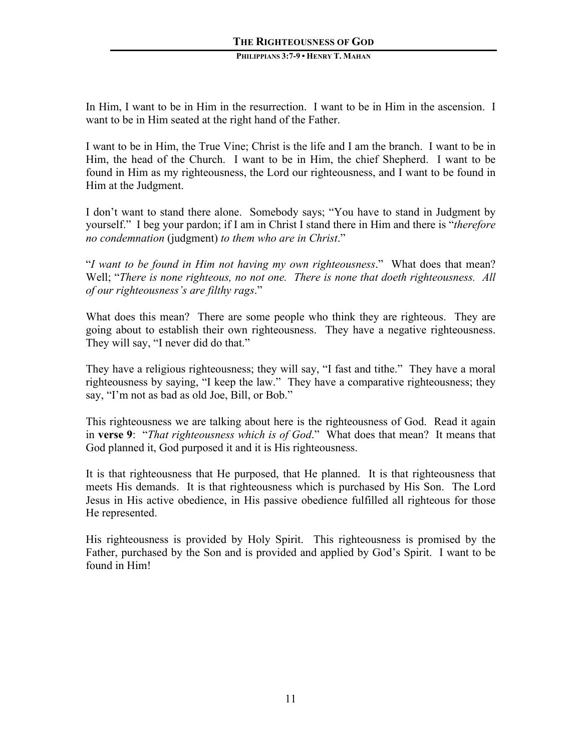In Him, I want to be in Him in the resurrection. I want to be in Him in the ascension. I want to be in Him seated at the right hand of the Father.

I want to be in Him, the True Vine; Christ is the life and I am the branch. I want to be in Him, the head of the Church. I want to be in Him, the chief Shepherd. I want to be found in Him as my righteousness, the Lord our righteousness, and I want to be found in Him at the Judgment.

I don't want to stand there alone. Somebody says; "You have to stand in Judgment by yourself." I beg your pardon; if I am in Christ I stand there in Him and there is "*therefore no condemnation* (judgment) *to them who are in Christ*."

"*I want to be found in Him not having my own righteousness*." What does that mean? Well; "*There is none righteous, no not one. There is none that doeth righteousness. All of our righteousness's are filthy rags*."

What does this mean? There are some people who think they are righteous. They are going about to establish their own righteousness. They have a negative righteousness. They will say, "I never did do that."

They have a religious righteousness; they will say, "I fast and tithe." They have a moral righteousness by saying, "I keep the law." They have a comparative righteousness; they say, "I'm not as bad as old Joe, Bill, or Bob."

This righteousness we are talking about here is the righteousness of God. Read it again in **verse 9**: "*That righteousness which is of God*." What does that mean? It means that God planned it, God purposed it and it is His righteousness.

It is that righteousness that He purposed, that He planned. It is that righteousness that meets His demands. It is that righteousness which is purchased by His Son. The Lord Jesus in His active obedience, in His passive obedience fulfilled all righteous for those He represented.

His righteousness is provided by Holy Spirit. This righteousness is promised by the Father, purchased by the Son and is provided and applied by God's Spirit. I want to be found in Him!